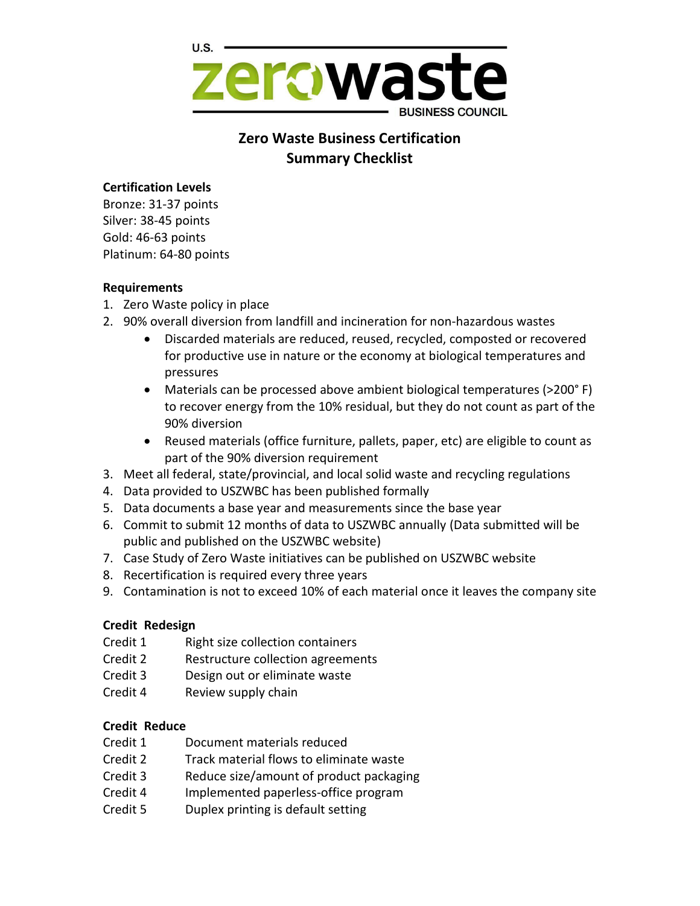U.S. zerowaste BUSINESS COUNCIL

# Zero Waste Business Certification
## Summary Checklist

**Certification Levels**

Bronze: 31-37 points
Silver: 38-45 points
Gold: 46-63 points
Platinum: 64-80 points

**Requirements**

1. Zero Waste policy in place
2. 90% overall diversion from landfill and incineration for non-hazardous wastes
   - Discarded materials are reduced, reused, recycled, composted or recovered for productive use in nature or the economy at biological temperatures and pressures
   - Materials can be processed above ambient biological temperatures (>200° F) to recover energy from the 10% residual, but they do not count as part of the 90% diversion
   - Reused materials (office furniture, pallets, paper, etc) are eligible to count as part of the 90% diversion requirement
3. Meet all federal, state/provincial, and local solid waste and recycling regulations
4. Data provided to USZWBC has been published formally
5. Data documents a base year and measurements since the base year
6. Commit to submit 12 months of data to USZWBC annually (Data submitted will be public and published on the USZWBC website)
7. Case Study of Zero Waste initiatives can be published on USZWBC website
8. Recertification is required every three years
9. Contamination is not to exceed 10% of each material once it leaves the company site

**Credit Redesign**

Credit 1 Right size collection containers
Credit 2 Restructure collection agreements
Credit 3 Design out or eliminate waste
Credit 4 Review supply chain

**Credit Reduce**

Credit 1 Document materials reduced
Credit 2 Track material flows to eliminate waste
Credit 3 Reduce size/amount of product packaging
Credit 4 Implemented paperless-office program
Credit 5 Duplex printing is default setting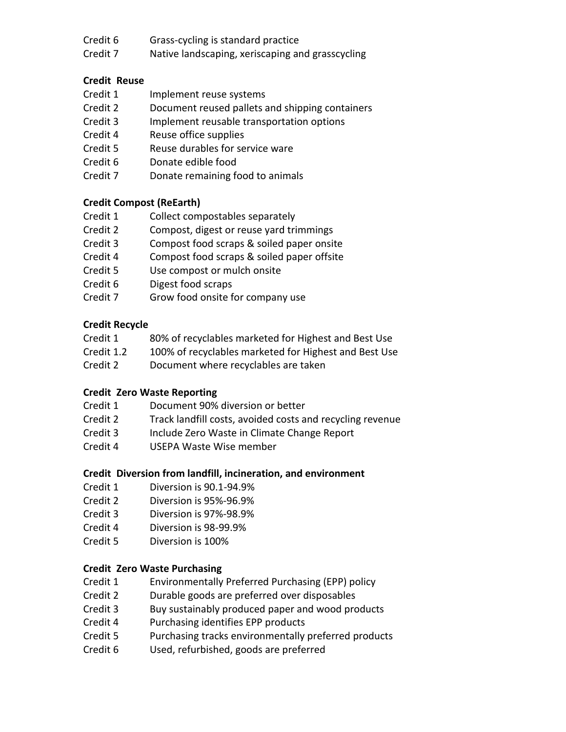Credit 6 Grass-cycling is standard practice
Credit 7 Native landscaping, xeriscaping and grasscycling

**Credit Reuse**

Credit 1 Implement reuse systems
Credit 2 Document reused pallets and shipping containers
Credit 3 Implement reusable transportation options
Credit 4 Reuse office supplies
Credit 5 Reuse durables for service ware
Credit 6 Donate edible food
Credit 7 Donate remaining food to animals

**Credit Compost (ReEarth)**

Credit 1 Collect compostables separately
Credit 2 Compost, digest or reuse yard trimmings
Credit 3 Compost food scraps & soiled paper onsite
Credit 4 Compost food scraps & soiled paper offsite
Credit 5 Use compost or mulch onsite
Credit 6 Digest food scraps
Credit 7 Grow food onsite for company use

**Credit Recycle**

Credit 1 80% of recyclables marketed for Highest and Best Use
Credit 1.2 100% of recyclables marketed for Highest and Best Use
Credit 2 Document where recyclables are taken

**Credit Zero Waste Reporting**

Credit 1 Document 90% diversion or better
Credit 2 Track landfill costs, avoided costs and recycling revenue
Credit 3 Include Zero Waste in Climate Change Report
Credit 4 USEPA Waste Wise member

**Credit Diversion from landfill, incineration, and environment**

Credit 1 Diversion is 90.1-94.9%
Credit 2 Diversion is 95%-96.9%
Credit 3 Diversion is 97%-98.9%
Credit 4 Diversion is 98-99.9%
Credit 5 Diversion is 100%

**Credit Zero Waste Purchasing**

Credit 1 Environmentally Preferred Purchasing (EPP) policy
Credit 2 Durable goods are preferred over disposables
Credit 3 Buy sustainably produced paper and wood products
Credit 4 Purchasing identifies EPP products
Credit 5 Purchasing tracks environmentally preferred products
Credit 6 Used, refurbished, goods are preferred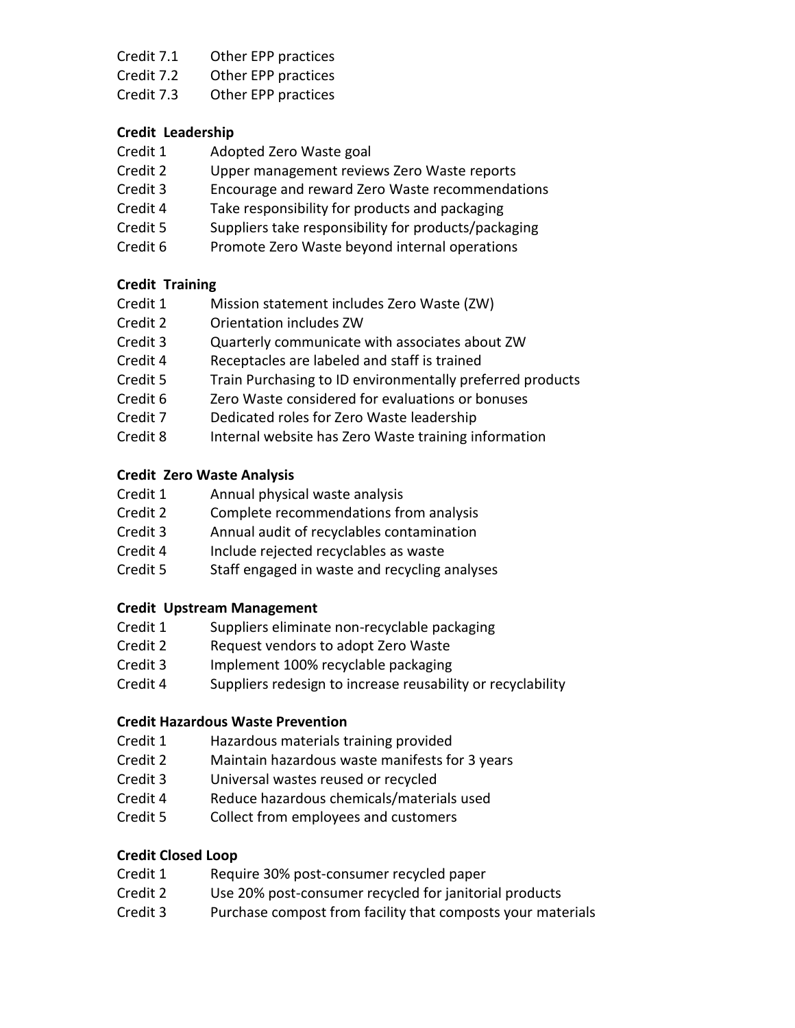Credit 7.1 Other EPP practices
Credit 7.2 Other EPP practices
Credit 7.3 Other EPP practices

**Credit Leadership**

Credit 1 Adopted Zero Waste goal
Credit 2 Upper management reviews Zero Waste reports
Credit 3 Encourage and reward Zero Waste recommendations
Credit 4 Take responsibility for products and packaging
Credit 5 Suppliers take responsibility for products/packaging
Credit 6 Promote Zero Waste beyond internal operations

**Credit Training**

Credit 1 Mission statement includes Zero Waste (ZW)
Credit 2 Orientation includes ZW
Credit 3 Quarterly communicate with associates about ZW
Credit 4 Receptacles are labeled and staff is trained
Credit 5 Train Purchasing to ID environmentally preferred products
Credit 6 Zero Waste considered for evaluations or bonuses
Credit 7 Dedicated roles for Zero Waste leadership
Credit 8 Internal website has Zero Waste training information

**Credit Zero Waste Analysis**

Credit 1 Annual physical waste analysis
Credit 2 Complete recommendations from analysis
Credit 3 Annual audit of recyclables contamination
Credit 4 Include rejected recyclables as waste
Credit 5 Staff engaged in waste and recycling analyses

**Credit Upstream Management**

Credit 1 Suppliers eliminate non-recyclable packaging
Credit 2 Request vendors to adopt Zero Waste
Credit 3 Implement 100% recyclable packaging
Credit 4 Suppliers redesign to increase reusability or recyclability

**Credit Hazardous Waste Prevention**

Credit 1 Hazardous materials training provided
Credit 2 Maintain hazardous waste manifests for 3 years
Credit 3 Universal wastes reused or recycled
Credit 4 Reduce hazardous chemicals/materials used
Credit 5 Collect from employees and customers

**Credit Closed Loop**

Credit 1 Require 30% post-consumer recycled paper
Credit 2 Use 20% post-consumer recycled for janitorial products
Credit 3 Purchase compost from facility that composts your materials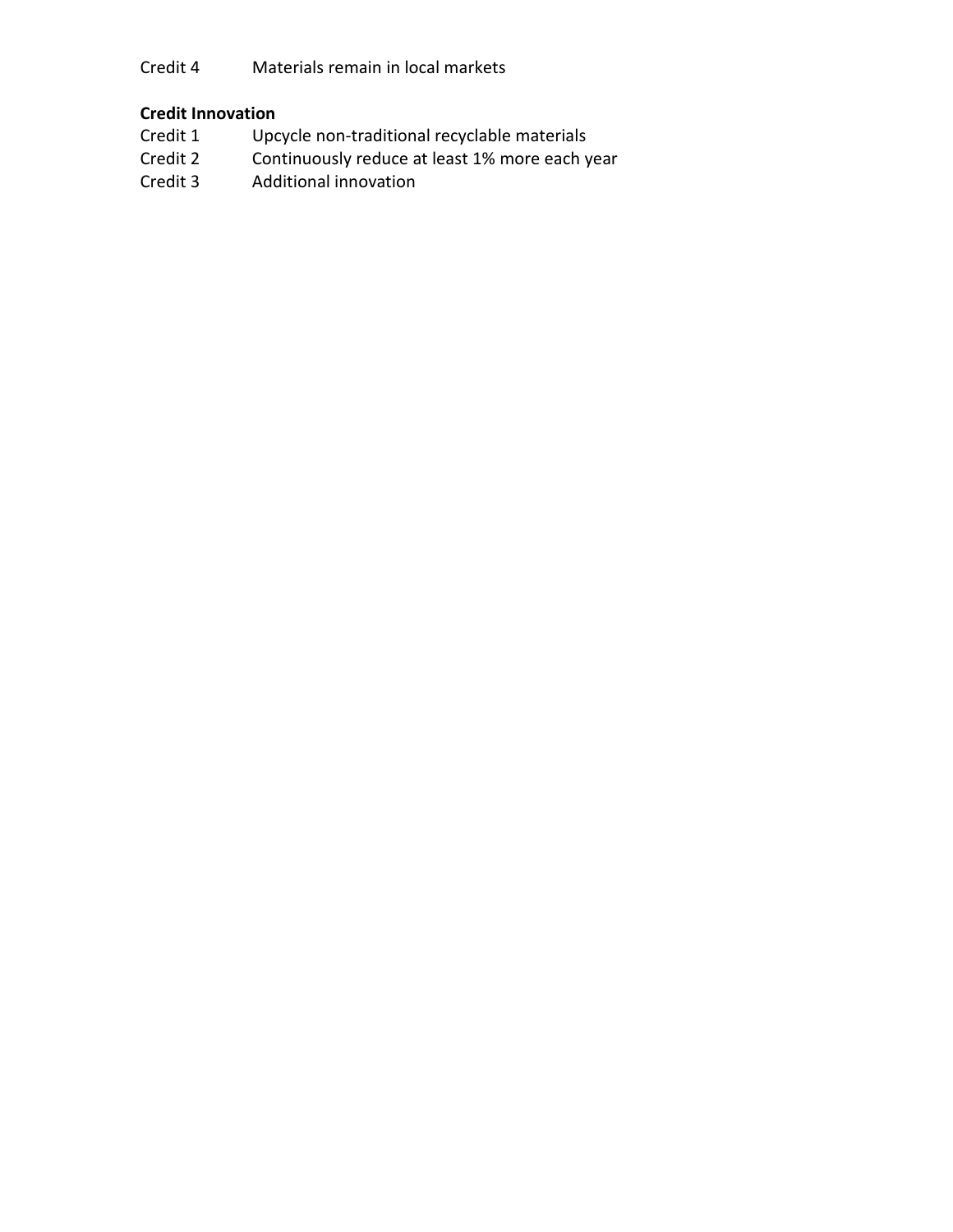Credit 4 Materials remain in local markets

**Credit Innovation**

Credit 1 Upcycle non-traditional recyclable materials
Credit 2 Continuously reduce at least 1% more each year
Credit 3 Additional innovation